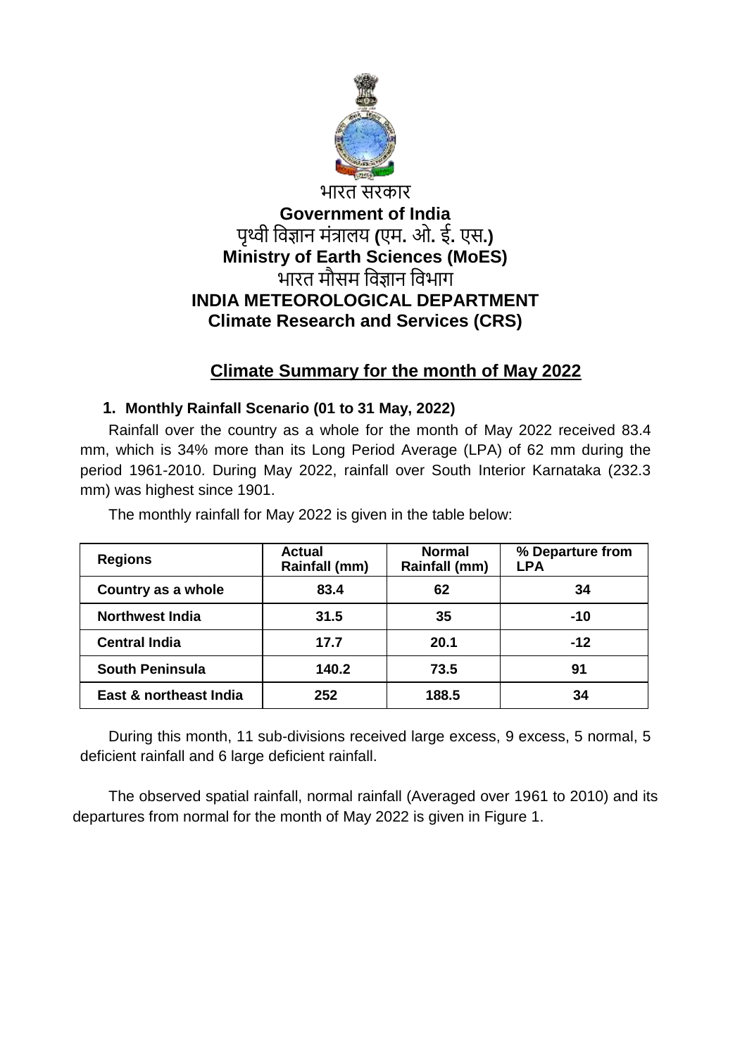भारत सरकार

**Government of India**

पृथ्वी विज्ञान मंत्रालय (एम. ओ. ई. एस.)

**Ministry of Earth Sciences (MoES)**

भारत मौसम विज्ञान विभाग

**INDIA METEOROLOGICAL DEPARTMENT**

**Climate Research and Services (CRS)**

# Climate Summary for the month of May 2022

## 1. Monthly Rainfall Scenario (01 to 31 May, 2022)

Rainfall over the country as a whole for the month of May 2022 received 83.4 mm, which is 34% more than its Long Period Average (LPA) of 62 mm during the period 1961-2010. During May 2022, rainfall over South Interior Karnataka (232.3 mm) was highest since 1901.

The monthly rainfall for May 2022 is given in the table below:

| Regions | Actual Rainfall (mm) | Normal Rainfall (mm) | % Departure from LPA |
|---|---|---|---|
| Country as a whole | 83.4 | 62 | 34 |
| Northwest India | 31.5 | 35 | -10 |
| Central India | 17.7 | 20.1 | -12 |
| South Peninsula | 140.2 | 73.5 | 91 |
| East & northeast India | 252 | 188.5 | 34 |

During this month, 11 sub-divisions received large excess, 9 excess, 5 normal, 5 deficient rainfall and 6 large deficient rainfall.

The observed spatial rainfall, normal rainfall (Averaged over 1961 to 2010) and its departures from normal for the month of May 2022 is given in Figure 1.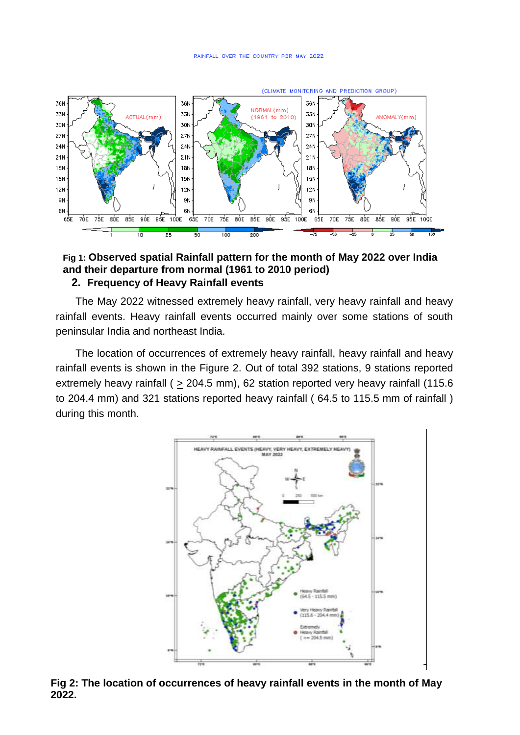**Fig 1: Observed spatial Rainfall pattern for the month of May 2022 over India and their departure from normal (1961 to 2010 period)**

## 2. Frequency of Heavy Rainfall events

The May 2022 witnessed extremely heavy rainfall, very heavy rainfall and heavy rainfall events. Heavy rainfall events occurred mainly over some stations of south peninsular India and northeast India.

The location of occurrences of extremely heavy rainfall, heavy rainfall and heavy rainfall events is shown in the Figure 2. Out of total 392 stations, 9 stations reported extremely heavy rainfall ( $\geq$ 204.5 mm), 62 station reported very heavy rainfall (115.6 to 204.4 mm) and 321 stations reported heavy rainfall ( 64.5 to 115.5 mm of rainfall ) during this month.

**Fig 2: The location of occurrences of heavy rainfall events in the month of May 2022.**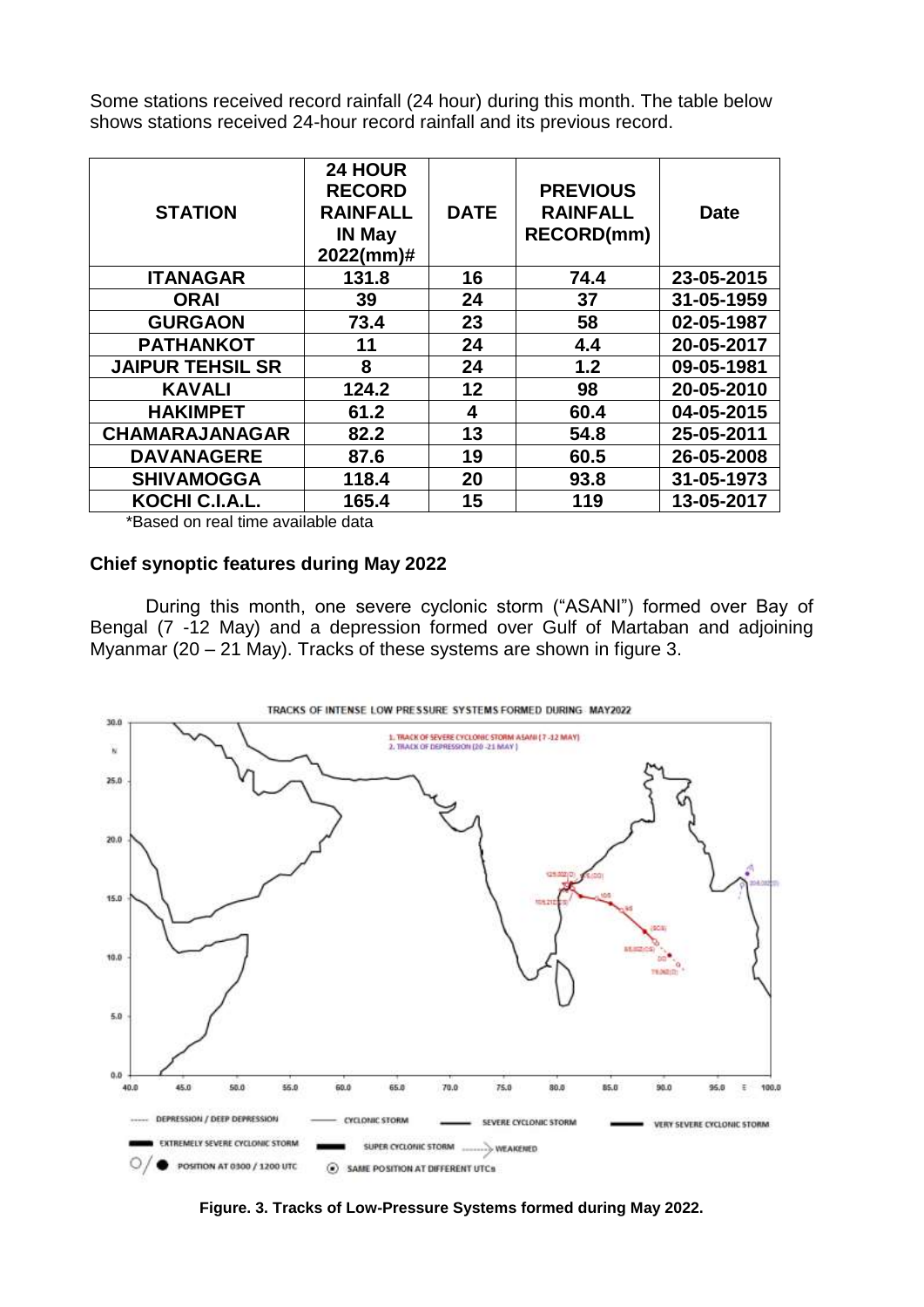Some stations received record rainfall (24 hour) during this month. The table below shows stations received 24-hour record rainfall and its previous record.

| STATION | 24 HOUR RECORD RAINFALL IN May 2022(mm)# | DATE | PREVIOUS RAINFALL RECORD(mm) | Date |
|---|---|---|---|---|
| ITANAGAR | 131.8 | 16 | 74.4 | 23-05-2015 |
| ORAI | 39 | 24 | 37 | 31-05-1959 |
| GURGAON | 73.4 | 23 | 58 | 02-05-1987 |
| PATHANKOT | 11 | 24 | 4.4 | 20-05-2017 |
| JAIPUR TEHSIL SR | 8 | 24 | 1.2 | 09-05-1981 |
| KAVALI | 124.2 | 12 | 98 | 20-05-2010 |
| HAKIMPET | 61.2 | 4 | 60.4 | 04-05-2015 |
| CHAMARAJANAGAR | 82.2 | 13 | 54.8 | 25-05-2011 |
| DAVANAGERE | 87.6 | 19 | 60.5 | 26-05-2008 |
| SHIVAMOGGA | 118.4 | 20 | 93.8 | 31-05-1973 |
| KOCHI C.I.A.L. | 165.4 | 15 | 119 | 13-05-2017 |

*Based on real time available data

**Chief synoptic features during May 2022**

During this month, one severe cyclonic storm ("ASANI") formed over Bay of Bengal (7 -12 May) and a depression formed over Gulf of Martaban and adjoining Myanmar (20 – 21 May). Tracks of these systems are shown in figure 3.

**Figure. 3. Tracks of Low-Pressure Systems formed during May 2022.**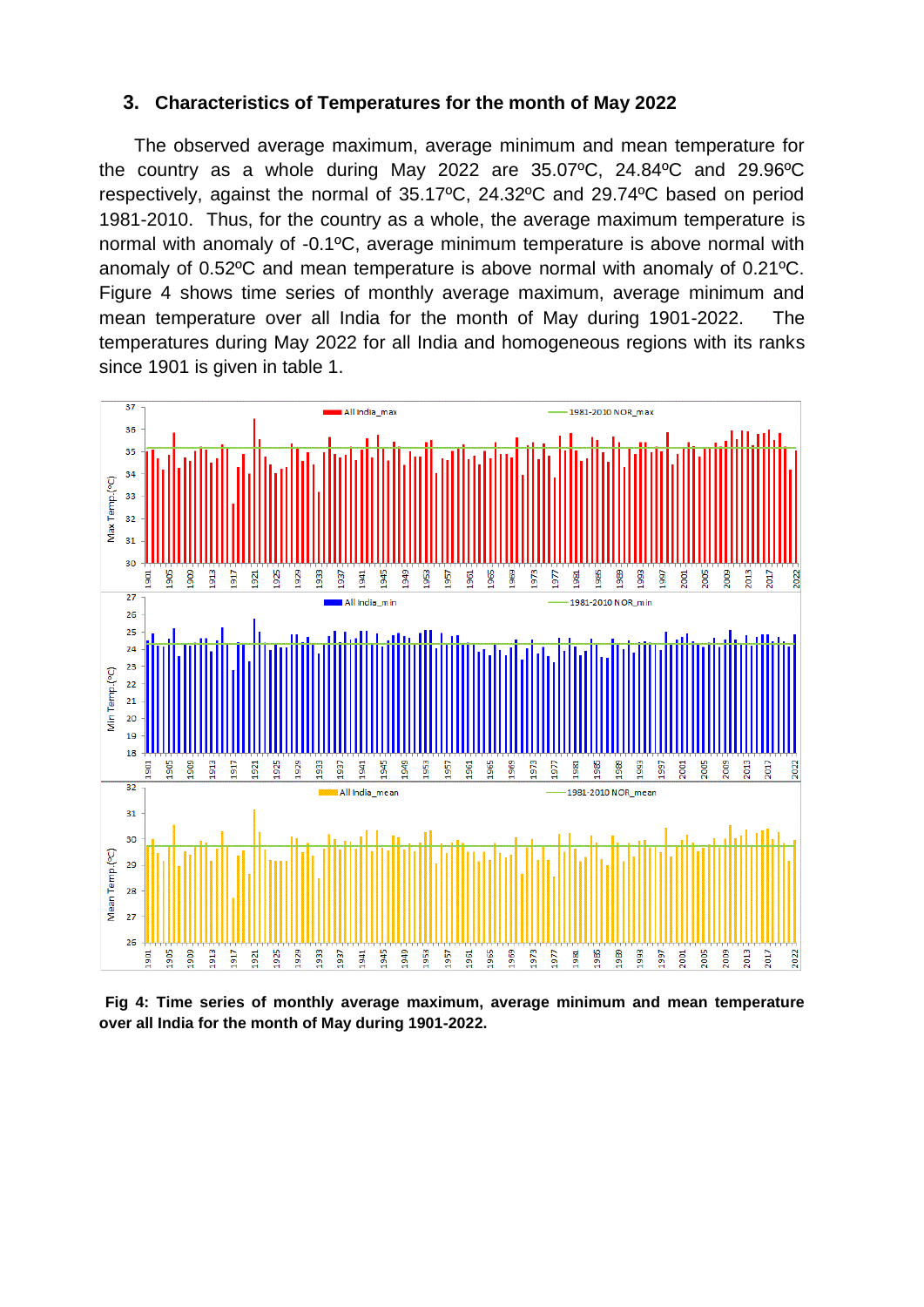## 3. Characteristics of Temperatures for the month of May 2022

The observed average maximum, average minimum and mean temperature for the country as a whole during May 2022 are 35.07ºC, 24.84ºC and 29.96ºC respectively, against the normal of 35.17ºC, 24.32ºC and 29.74ºC based on period 1981-2010. Thus, for the country as a whole, the average maximum temperature is normal with anomaly of -0.1ºC, average minimum temperature is above normal with anomaly of 0.52ºC and mean temperature is above normal with anomaly of 0.21ºC. Figure 4 shows time series of monthly average maximum, average minimum and mean temperature over all India for the month of May during 1901-2022. The temperatures during May 2022 for all India and homogeneous regions with its ranks since 1901 is given in table 1.

**Fig 4: Time series of monthly average maximum, average minimum and mean temperature over all India for the month of May during 1901-2022.**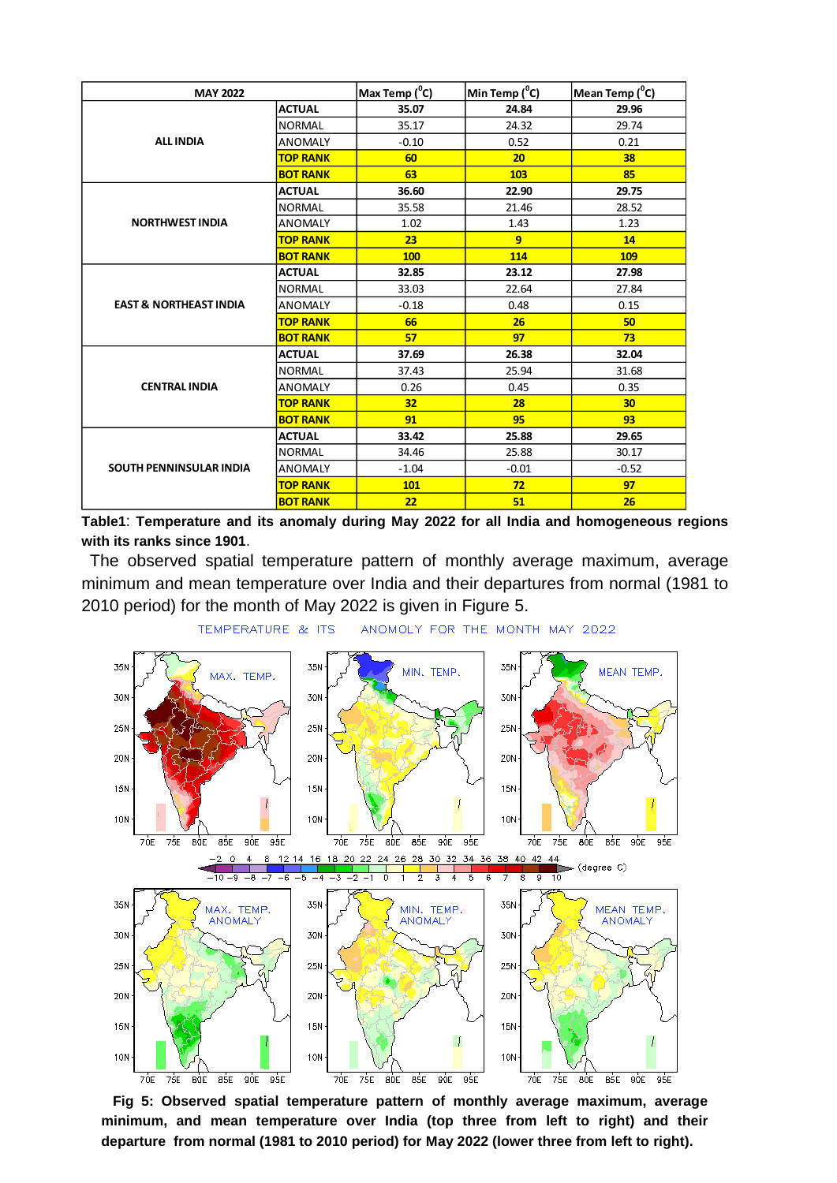| MAY 2022 | | Max Temp ($^{0}$C) | Min Temp ($^{0}$C) | Mean Temp ($^{0}$C) |
|---|---|---|---|---|
| ALL INDIA | ACTUAL | 35.07 | 24.84 | 29.96 |
| | NORMAL | 35.17 | 24.32 | 29.74 |
| | ANOMALY | -0.10 | 0.52 | 0.21 |
| | TOP RANK | 60 | 20 | 38 |
| | BOT RANK | 63 | 103 | 85 |
| NORTHWEST INDIA | ACTUAL | 36.60 | 22.90 | 29.75 |
| | NORMAL | 35.58 | 21.46 | 28.52 |
| | ANOMALY | 1.02 | 1.43 | 1.23 |
| | TOP RANK | 23 | 9 | 14 |
| | BOT RANK | 100 | 114 | 109 |
| EAST & NORTHEAST INDIA | ACTUAL | 32.85 | 23.12 | 27.98 |
| | NORMAL | 33.03 | 22.64 | 27.84 |
| | ANOMALY | -0.18 | 0.48 | 0.15 |
| | TOP RANK | 66 | 26 | 50 |
| | BOT RANK | 57 | 97 | 73 |
| CENTRAL INDIA | ACTUAL | 37.69 | 26.38 | 32.04 |
| | NORMAL | 37.43 | 25.94 | 31.68 |
| | ANOMALY | 0.26 | 0.45 | 0.35 |
| | TOP RANK | 32 | 28 | 30 |
| | BOT RANK | 91 | 95 | 93 |
| SOUTH PENNINSULAR INDIA | ACTUAL | 33.42 | 25.88 | 29.65 |
| | NORMAL | 34.46 | 25.88 | 30.17 |
| | ANOMALY | -1.04 | -0.01 | -0.52 |
| | TOP RANK | 101 | 72 | 97 |
| | BOT RANK | 22 | 51 | 26 |

**Table1**: **Temperature and its anomaly during May 2022 for all India and homogeneous regions with its ranks since 1901**.

The observed spatial temperature pattern of monthly average maximum, average minimum and mean temperature over India and their departures from normal (1981 to 2010 period) for the month of May 2022 is given in Figure 5.

**Fig 5: Observed spatial temperature pattern of monthly average maximum, average minimum, and mean temperature over India (top three from left to right) and their departure from normal (1981 to 2010 period) for May 2022 (lower three from left to right).**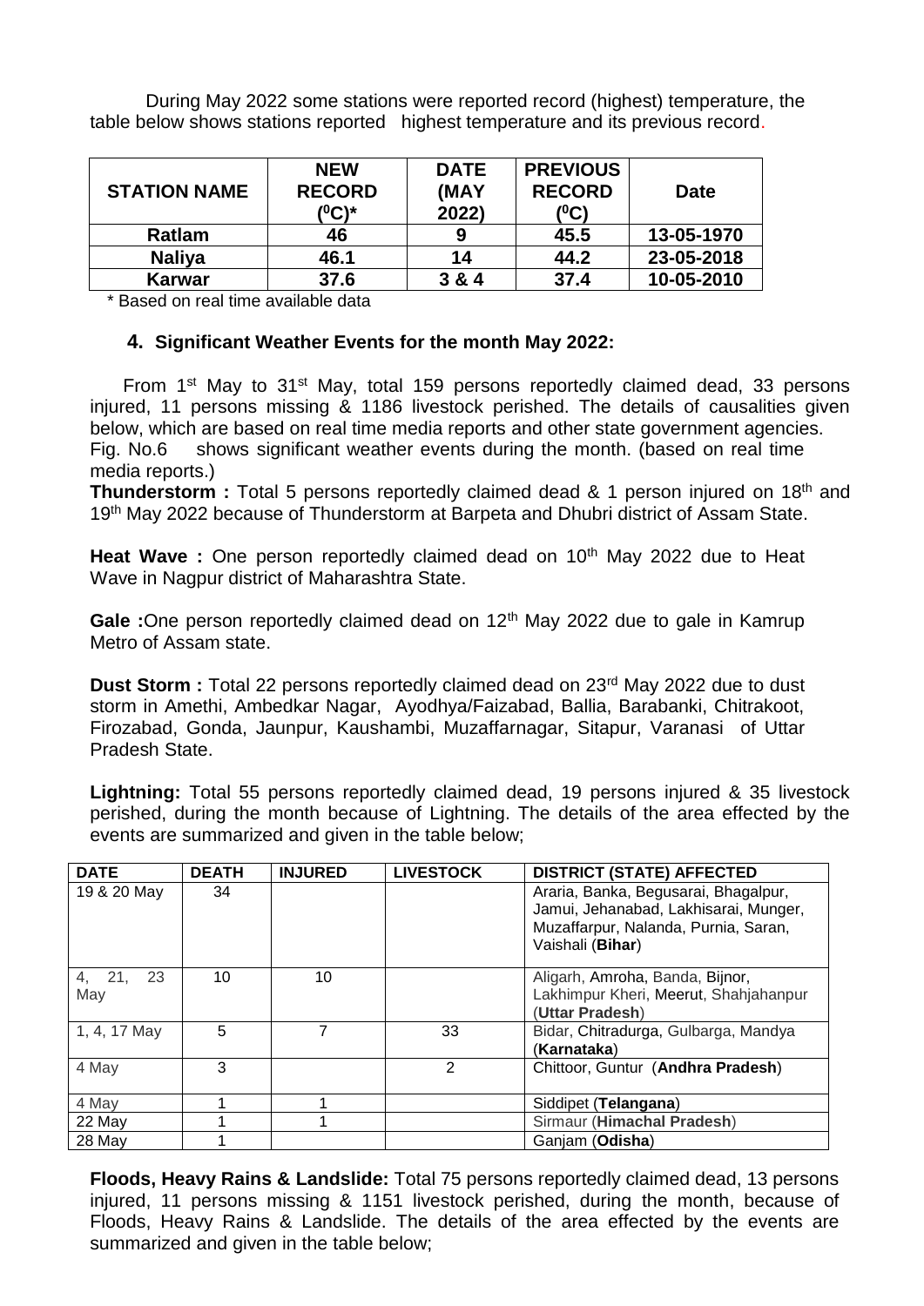During May 2022 some stations were reported record (highest) temperature, the table below shows stations reported highest temperature and its previous record.

| STATION NAME | NEW RECORD ($^0$C)* | DATE (MAY 2022) | PREVIOUS RECORD ($^0$C) | Date |
|---|---|---|---|---|
| Ratlam | 46 | 9 | 45.5 | 13-05-1970 |
| Naliya | 46.1 | 14 | 44.2 | 23-05-2018 |
| Karwar | 37.6 | 3 & 4 | 37.4 | 10-05-2010 |

\* Based on real time available data

### 4. Significant Weather Events for the month May 2022:

From 1st May to 31st May, total 159 persons reportedly claimed dead, 33 persons injured, 11 persons missing & 1186 livestock perished. The details of causalities given below, which are based on real time media reports and other state government agencies. Fig. No.6 shows significant weather events during the month. (based on real time media reports.)

**Thunderstorm :** Total 5 persons reportedly claimed dead & 1 person injured on 18th and 19th May 2022 because of Thunderstorm at Barpeta and Dhubri district of Assam State.

**Heat Wave :** One person reportedly claimed dead on 10th May 2022 due to Heat Wave in Nagpur district of Maharashtra State.

**Gale :**One person reportedly claimed dead on 12th May 2022 due to gale in Kamrup Metro of Assam state.

**Dust Storm :** Total 22 persons reportedly claimed dead on 23rd May 2022 due to dust storm in Amethi, Ambedkar Nagar, Ayodhya/Faizabad, Ballia, Barabanki, Chitrakoot, Firozabad, Gonda, Jaunpur, Kaushambi, Muzaffarnagar, Sitapur, Varanasi of Uttar Pradesh State.

**Lightning:** Total 55 persons reportedly claimed dead, 19 persons injured & 35 livestock perished, during the month because of Lightning. The details of the area effected by the events are summarized and given in the table below;

| DATE | DEATH | INJURED | LIVESTOCK | DISTRICT (STATE) AFFECTED |
|---|---|---|---|---|
| 19 & 20 May | 34 | | | Araria, Banka, Begusarai, Bhagalpur, Jamui, Jehanabad, Lakhisarai, Munger, Muzaffarpur, Nalanda, Purnia, Saran, Vaishali (**Bihar**) |
| 4, 21, 23 May | 10 | 10 | | Aligarh, Amroha, Banda, Bijnor, Lakhimpur Kheri, Meerut, Shahjahanpur (**Uttar Pradesh**) |
| 1, 4, 17 May | 5 | 7 | 33 | Bidar, Chitradurga, Gulbarga, Mandya (**Karnataka**) |
| 4 May | 3 | | 2 | Chittoor, Guntur (**Andhra Pradesh**) |
| 4 May | 1 | 1 | | Siddipet (**Telangana**) |
| 22 May | 1 | 1 | | Sirmaur (**Himachal Pradesh**) |
| 28 May | 1 | | | Ganjam (**Odisha**) |

**Floods, Heavy Rains & Landslide:** Total 75 persons reportedly claimed dead, 13 persons injured, 11 persons missing & 1151 livestock perished, during the month, because of Floods, Heavy Rains & Landslide. The details of the area effected by the events are summarized and given in the table below;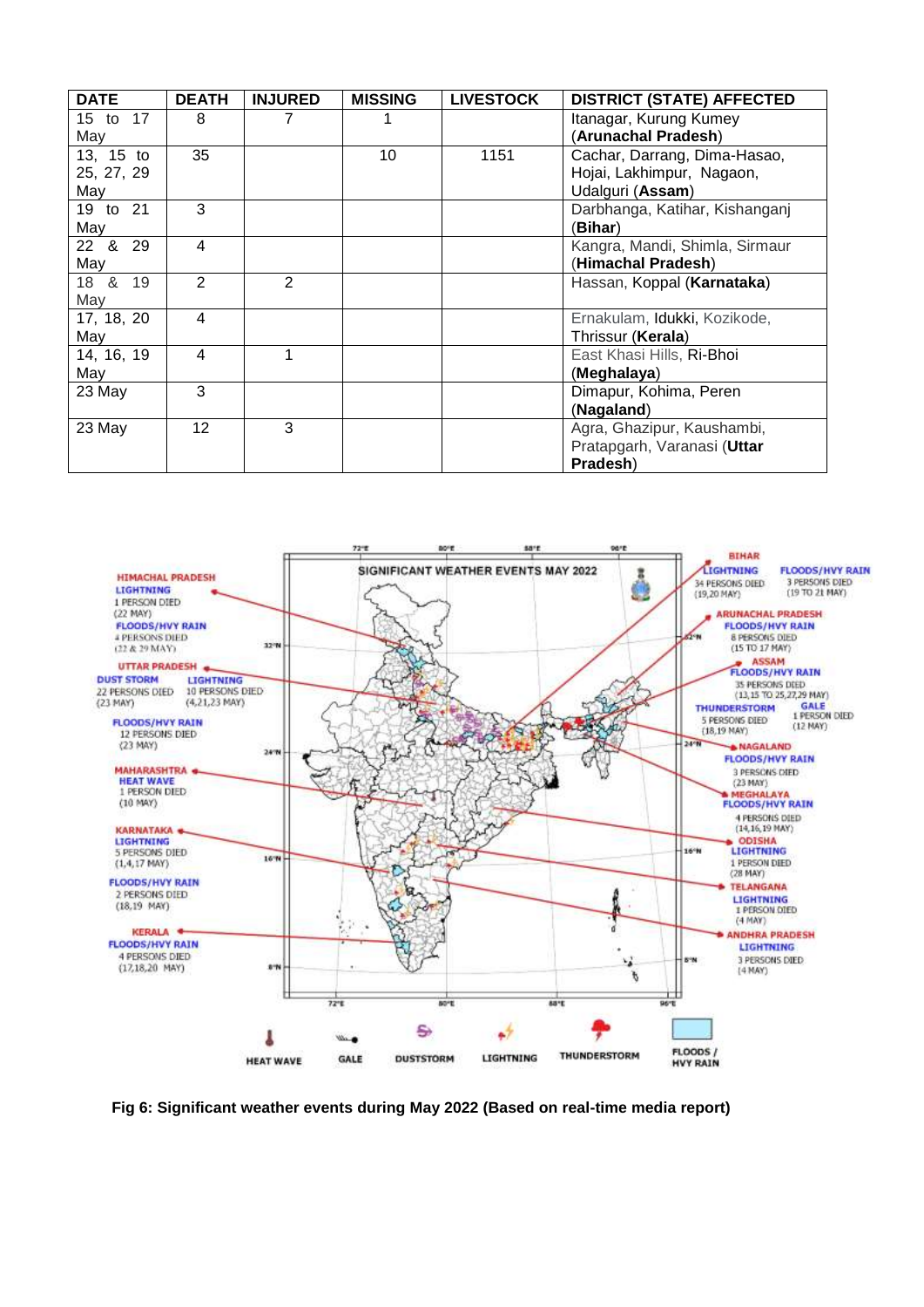| DATE | DEATH | INJURED | MISSING | LIVESTOCK | DISTRICT (STATE) AFFECTED |
|---|---|---|---|---|---|
| 15 to 17 May | 8 | 7 | 1 | | Itanagar, Kurung Kumey (**Arunachal Pradesh**) |
| 13, 15 to 25, 27, 29 May | 35 | | 10 | 1151 | Cachar, Darrang, Dima-Hasao, Hojai, Lakhimpur, Nagaon, Udalguri (**Assam**) |
| 19 to 21 May | 3 | | | | Darbhanga, Katihar, Kishanganj (**Bihar**) |
| 22 & 29 May | 4 | | | | Kangra, Mandi, Shimla, Sirmaur (**Himachal Pradesh**) |
| 18 & 19 May | 2 | 2 | | | Hassan, Koppal (**Karnataka**) |
| 17, 18, 20 May | 4 | | | | Ernakulam, Idukki, Kozikode, Thrissur (**Kerala**) |
| 14, 16, 19 May | 4 | 1 | | | East Khasi Hills, Ri-Bhoi (**Meghalaya**) |
| 23 May | 3 | | | | Dimapur, Kohima, Peren (**Nagaland**) |
| 23 May | 12 | 3 | | | Agra, Ghazipur, Kaushambi, Pratapgarh, Varanasi (**Uttar Pradesh**) |

SIGNIFICANT WEATHER EVENTS MAY 2022

HIMACHAL PRADESH
LIGHTNING
1 PERSON DIED
(22 MAY)
FLOODS/HVY RAIN
4 PERSONS DIED
(22 & 29 MAY)

UTTAR PRADESH
DUST STORM
22 PERSONS DIED
(23 MAY)
LIGHTNING
10 PERSONS DIED
(4,21,23 MAY)
FLOODS/HVY RAIN
12 PERSONS DIED
(23 MAY)

MAHARASHTRA
HEAT WAVE
1 PERSON DIED
(10 MAY)

KARNATAKA
LIGHTNING
5 PERSONS DIED
(1,4,17 MAY)
FLOODS/HVY RAIN
2 PERSONS DIED
(18,19 MAY)

KERALA
FLOODS/HVY RAIN
4 PERSONS DIED
(17,18,20 MAY)

BIHAR
LIGHTNING
34 PERSONS DIED
(19,20 MAY)
FLOODS/HVY RAIN
3 PERSONS DIED
(19 TO 21 MAY)

ARUNACHAL PRADESH
FLOODS/HVY RAIN
8 PERSON DIED
(15 TO 17 MAY)

ASSAM
FLOODS/HVY RAIN
35 PERSONS DIED
(13,15 TO 25,27,29 MAY)
THUNDERSTORM
5 PERSONS DIED
(18,19 MAY)
GALE
1 PERSON DIED
(12 MAY)

NAGALAND
FLOODS/HVY RAIN
3 PERSONS DIED
(23 MAY)

MEGHALAYA
FLOODS/HVY RAIN
4 PERSONS DIED
(14,16,19 MAY)

ODISHA
LIGHTNING
1 PERSON DIED
(28 MAY)

TELANGANA
LIGHTNING
1 PERSON DIED
(4 MAY)

ANDHRA PRADESH
LIGHTNING
3 PERSONS DIED
(4 MAY)

HEAT WAVE GALE DUSTSTORM LIGHTNING THUNDERSTORM FLOODS / HVY RAIN

**Fig 6: Significant weather events during May 2022 (Based on real-time media report)**